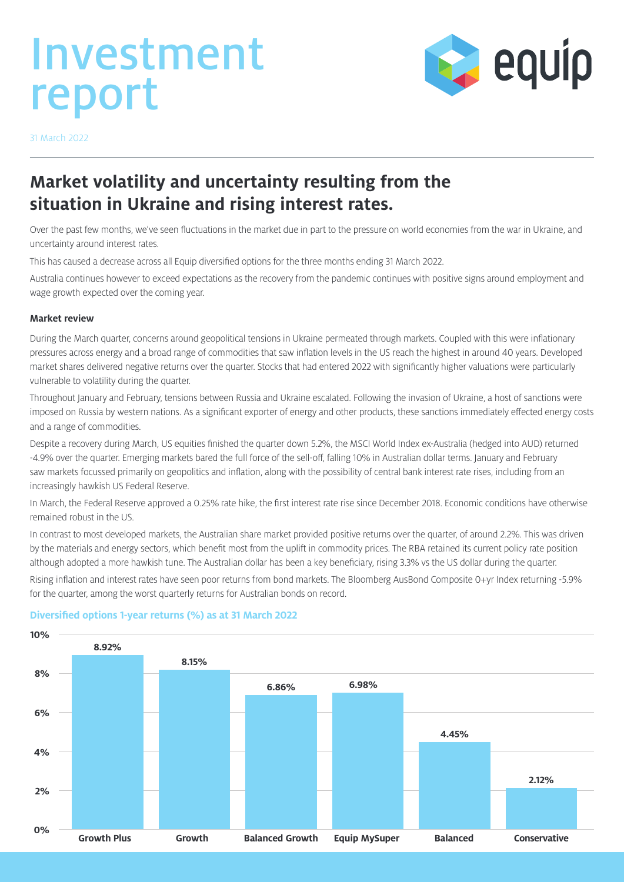# Investment report

31 March 2022

## Market volatility and uncertainty resulting from the situation in Ukraine and rising interest rates.

Over the past few months, we've seen fluctuations in the market due in part to the pressure on world economies from the war in Ukraine, and uncertainty around interest rates.

This has caused a decrease across all Equip diversified options for the three months ending 31 March 2022.

Australia continues however to exceed expectations as the recovery from the pandemic continues with positive signs around employment and wage growth expected over the coming year.

**Market review**

During the March quarter, concerns around geopolitical tensions in Ukraine permeated through markets. Coupled with this were inflationary pressures across energy and a broad range of commodities that saw inflation levels in the US reach the highest in around 40 years. Developed market shares delivered negative returns over the quarter. Stocks that had entered 2022 with significantly higher valuations were particularly vulnerable to volatility during the quarter.

Throughout January and February, tensions between Russia and Ukraine escalated. Following the invasion of Ukraine, a host of sanctions were imposed on Russia by western nations. As a significant exporter of energy and other products, these sanctions immediately effected energy costs and a range of commodities.

Despite a recovery during March, US equities finished the quarter down 5.2%, the MSCI World Index ex-Australia (hedged into AUD) returned -4.9% over the quarter. Emerging markets bared the full force of the sell-off, falling 10% in Australian dollar terms. January and February saw markets focussed primarily on geopolitics and inflation, along with the possibility of central bank interest rate rises, including from an increasingly hawkish US Federal Reserve.

In March, the Federal Reserve approved a 0.25% rate hike, the first interest rate rise since December 2018. Economic conditions have otherwise remained robust in the US.

In contrast to most developed markets, the Australian share market provided positive returns over the quarter, of around 2.2%. This was driven by the materials and energy sectors, which benefit most from the uplift in commodity prices. The RBA retained its current policy rate position although adopted a more hawkish tune. The Australian dollar has been a key beneficiary, rising 3.3% vs the US dollar during the quarter.

Rising inflation and interest rates have seen poor returns from bond markets. The Bloomberg AusBond Composite 0+yr Index returning -5.9% for the quarter, among the worst quarterly returns for Australian bonds on record.

**Diversified options 1-year returns (%) as at 31 March 2022**

| Option | 1-year return |
|---|---|
| Growth Plus | 8.92% |
| Growth | 8.15% |
| Balanced Growth | 6.86% |
| Equip MySuper | 6.98% |
| Balanced | 4.45% |
| Conservative | 2.12% |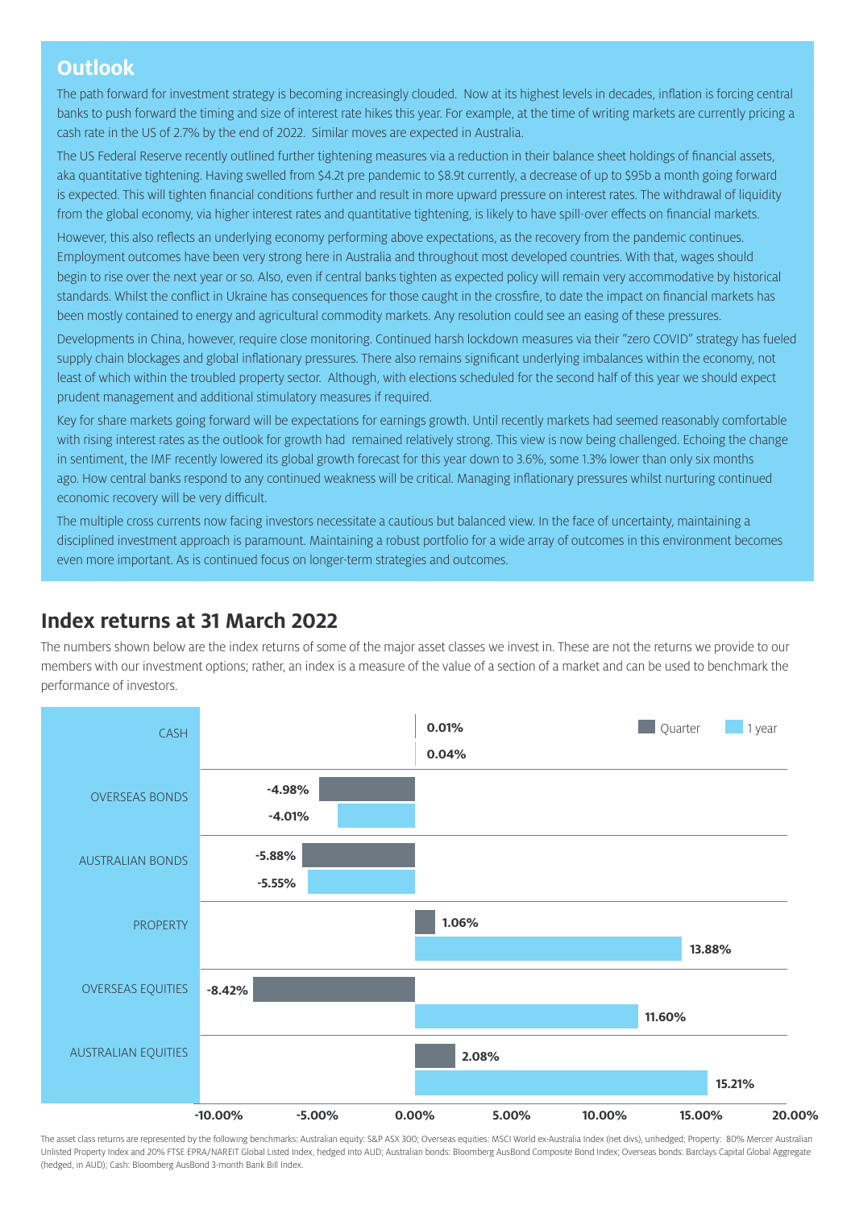## Outlook

The path forward for investment strategy is becoming increasingly clouded. Now at its highest levels in decades, inflation is forcing central banks to push forward the timing and size of interest rate hikes this year. For example, at the time of writing markets are currently pricing a cash rate in the US of 2.7% by the end of 2022. Similar moves are expected in Australia.

The US Federal Reserve recently outlined further tightening measures via a reduction in their balance sheet holdings of financial assets, aka quantitative tightening. Having swelled from $4.2t pre pandemic to $8.9t currently, a decrease of up to $95b a month going forward is expected. This will tighten financial conditions further and result in more upward pressure on interest rates. The withdrawal of liquidity from the global economy, via higher interest rates and quantitative tightening, is likely to have spill-over effects on financial markets.

However, this also reflects an underlying economy performing above expectations, as the recovery from the pandemic continues. Employment outcomes have been very strong here in Australia and throughout most developed countries. With that, wages should begin to rise over the next year or so. Also, even if central banks tighten as expected policy will remain very accommodative by historical standards. Whilst the conflict in Ukraine has consequences for those caught in the crossfire, to date the impact on financial markets has been mostly contained to energy and agricultural commodity markets. Any resolution could see an easing of these pressures.

Developments in China, however, require close monitoring. Continued harsh lockdown measures via their "zero COVID" strategy has fueled supply chain blockages and global inflationary pressures. There also remains significant underlying imbalances within the economy, not least of which within the troubled property sector. Although, with elections scheduled for the second half of this year we should expect prudent management and additional stimulatory measures if required.

Key for share markets going forward will be expectations for earnings growth. Until recently markets had seemed reasonably comfortable with rising interest rates as the outlook for growth had remained relatively strong. This view is now being challenged. Echoing the change in sentiment, the IMF recently lowered its global growth forecast for this year down to 3.6%, some 1.3% lower than only six months ago. How central banks respond to any continued weakness will be critical. Managing inflationary pressures whilst nurturing continued economic recovery will be very difficult.

The multiple cross currents now facing investors necessitate a cautious but balanced view. In the face of uncertainty, maintaining a disciplined investment approach is paramount. Maintaining a robust portfolio for a wide array of outcomes in this environment becomes even more important. As is continued focus on longer-term strategies and outcomes.

## Index returns at 31 March 2022

The numbers shown below are the index returns of some of the major asset classes we invest in. These are not the returns we provide to our members with our investment options; rather, an index is a measure of the value of a section of a market and can be used to benchmark the performance of investors.

| Asset class | Quarter | 1 year |
| --- | --- | --- |
| CASH | 0.01% | 0.04% |
| OVERSEAS BONDS | -4.98% | -4.01% |
| AUSTRALIAN BONDS | -5.88% | -5.55% |
| PROPERTY | 1.06% | 13.88% |
| OVERSEAS EQUITIES | -8.42% | 11.60% |
| AUSTRALIAN EQUITIES | 2.08% | 15.21% |

The asset class returns are represented by the following benchmarks: Australian equity: S&P ASX 300; Overseas equities: MSCI World ex-Australia Index (net divs), unhedged; Property: 80% Mercer Australian Unlisted Property Index and 20% FTSE EPRA/NAREIT Global Listed Index, hedged into AUD; Australian bonds: Bloomberg AusBond Composite Bond Index; Overseas bonds: Barclays Capital Global Aggregate (hedged, in AUD); Cash: Bloomberg AusBond 3-month Bank Bill Index.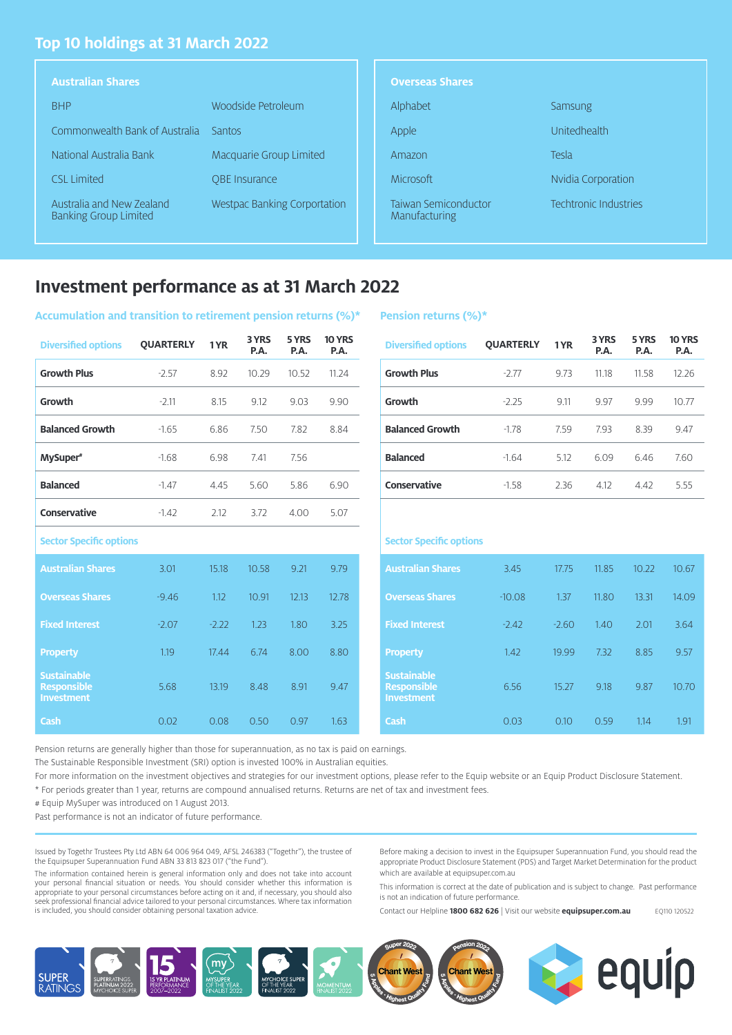## Top 10 holdings at 31 March 2022

### Australian Shares

| | |
|---|---|
| BHP | Woodside Petroleum |
| Commonwealth Bank of Australia | Santos |
| National Australia Bank | Macquarie Group Limited |
| CSL Limited | QBE Insurance |
| Australia and New Zealand Banking Group Limited | Westpac Banking Corportation |

### Overseas Shares

| | |
|---|---|
| Alphabet | Samsung |
| Apple | Unitedhealth |
| Amazon | Tesla |
| Microsoft | Nvidia Corporation |
| Taiwan Semiconductor Manufacturing | Techtronic Industries |

## Investment performance as at 31 March 2022

### Accumulation and transition to retirement pension returns (%)*

| Diversified options | QUARTERLY | 1 YR | 3 YRS P.A. | 5 YRS P.A. | 10 YRS P.A. |
|---|---|---|---|---|---|
| **Growth Plus** | -2.57 | 8.92 | 10.29 | 10.52 | 11.24 |
| **Growth** | -2.11 | 8.15 | 9.12 | 9.03 | 9.90 |
| **Balanced Growth** | -1.65 | 6.86 | 7.50 | 7.82 | 8.84 |
| **MySuper#** | -1.68 | 6.98 | 7.41 | 7.56 | |
| **Balanced** | -1.47 | 4.45 | 5.60 | 5.86 | 6.90 |
| **Conservative** | -1.42 | 2.12 | 3.72 | 4.00 | 5.07 |
| **Sector Specific options** | | | | | |
| **Australian Shares** | 3.01 | 15.18 | 10.58 | 9.21 | 9.79 |
| **Overseas Shares** | -9.46 | 1.12 | 10.91 | 12.13 | 12.78 |
| **Fixed Interest** | -2.07 | -2.22 | 1.23 | 1.80 | 3.25 |
| **Property** | 1.19 | 17.44 | 6.74 | 8.00 | 8.80 |
| **Sustainable Responsible Investment** | 5.68 | 13.19 | 8.48 | 8.91 | 9.47 |
| **Cash** | 0.02 | 0.08 | 0.50 | 0.97 | 1.63 |

### Pension returns (%)*

| Diversified options | QUARTERLY | 1 YR | 3 YRS P.A. | 5 YRS P.A. | 10 YRS P.A. |
|---|---|---|---|---|---|
| **Growth Plus** | -2.77 | 9.73 | 11.18 | 11.58 | 12.26 |
| **Growth** | -2.25 | 9.11 | 9.97 | 9.99 | 10.77 |
| **Balanced Growth** | -1.78 | 7.59 | 7.93 | 8.39 | 9.47 |
| **Balanced** | -1.64 | 5.12 | 6.09 | 6.46 | 7.60 |
| **Conservative** | -1.58 | 2.36 | 4.12 | 4.42 | 5.55 |
| **Sector Specific options** | | | | | |
| **Australian Shares** | 3.45 | 17.75 | 11.85 | 10.22 | 10.67 |
| **Overseas Shares** | -10.08 | 1.37 | 11.80 | 13.31 | 14.09 |
| **Fixed Interest** | -2.42 | -2.60 | 1.40 | 2.01 | 3.64 |
| **Property** | 1.42 | 19.99 | 7.32 | 8.85 | 9.57 |
| **Sustainable Responsible Investment** | 6.56 | 15.27 | 9.18 | 9.87 | 10.70 |
| **Cash** | 0.03 | 0.10 | 0.59 | 1.14 | 1.91 |

Pension returns are generally higher than those for superannuation, as no tax is paid on earnings.

The Sustainable Responsible Investment (SRI) option is invested 100% in Australian equities.

For more information on the investment objectives and strategies for our investment options, please refer to the Equip website or an Equip Product Disclosure Statement.

\* For periods greater than 1 year, returns are compound annualised returns. Returns are net of tax and investment fees.

\# Equip MySuper was introduced on 1 August 2013.

Past performance is not an indicator of future performance.

Issued by Togethr Trustees Pty Ltd ABN 64 006 964 049, AFSL 246383 ("Togethr"), the trustee of the Equipsuper Superannuation Fund ABN 33 813 823 017 ("the Fund").

The information contained herein is general information only and does not take into account your personal financial situation or needs. You should consider whether this information is appropriate to your personal circumstances before acting on it and, if necessary, you should also seek professional financial advice tailored to your personal circumstances. Where tax information is included, you should consider obtaining personal taxation advice.

Before making a decision to invest in the Equipsuper Superannuation Fund, you should read the appropriate Product Disclosure Statement (PDS) and Target Market Determination for the product which are available at equipsuper.com.au

This information is correct at the date of publication and is subject to change. Past performance is not an indication of future performance.

Contact our Helpline **1800 682 626** | Visit our website **equipsuper.com.au**

EQ110 120522